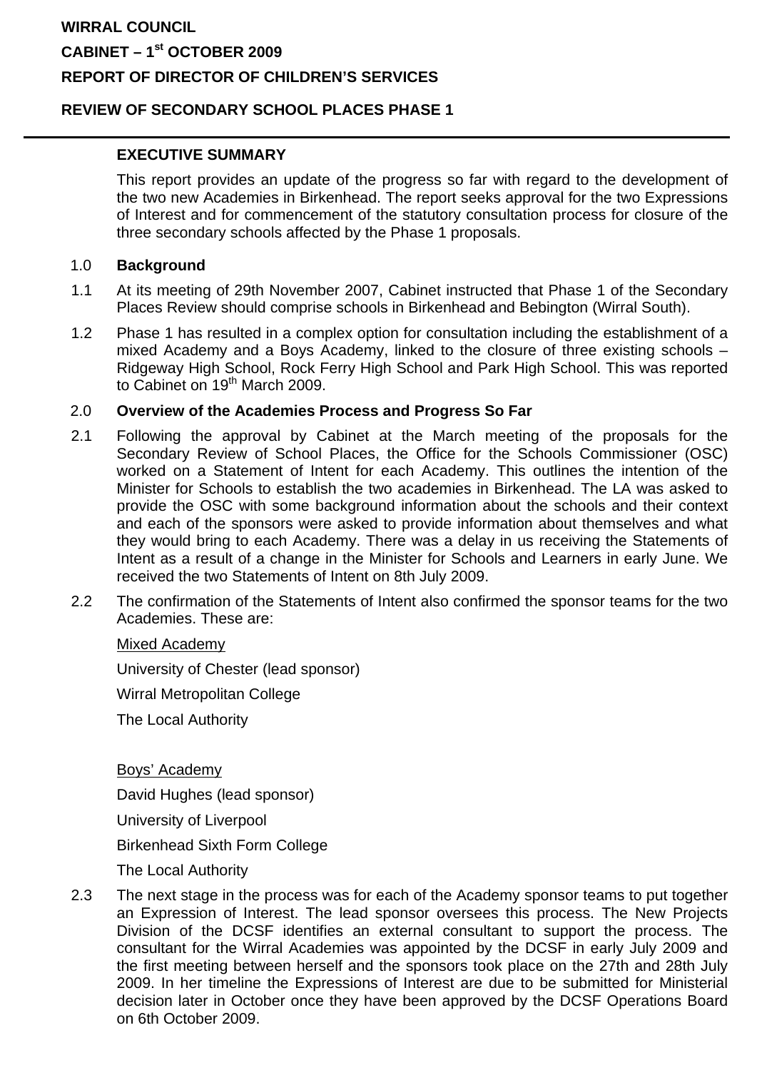**WIRRAL COUNCIL**

**CABINET – 1st OCTOBER 2009**

**REPORT OF DIRECTOR OF CHILDREN'S SERVICES**

**REVIEW OF SECONDARY SCHOOL PLACES PHASE 1**

---

**EXECUTIVE SUMMARY**

This report provides an update of the progress so far with regard to the development of the two new Academies in Birkenhead. The report seeks approval for the two Expressions of Interest and for commencement of the statutory consultation process for closure of the three secondary schools affected by the Phase 1 proposals.

1.0 **Background**

1.1 At its meeting of 29th November 2007, Cabinet instructed that Phase 1 of the Secondary Places Review should comprise schools in Birkenhead and Bebington (Wirral South).

1.2 Phase 1 has resulted in a complex option for consultation including the establishment of a mixed Academy and a Boys Academy, linked to the closure of three existing schools – Ridgeway High School, Rock Ferry High School and Park High School. This was reported to Cabinet on 19th March 2009.

2.0 **Overview of the Academies Process and Progress So Far**

2.1 Following the approval by Cabinet at the March meeting of the proposals for the Secondary Review of School Places, the Office for the Schools Commissioner (OSC) worked on a Statement of Intent for each Academy. This outlines the intention of the Minister for Schools to establish the two academies in Birkenhead. The LA was asked to provide the OSC with some background information about the schools and their context and each of the sponsors were asked to provide information about themselves and what they would bring to each Academy. There was a delay in us receiving the Statements of Intent as a result of a change in the Minister for Schools and Learners in early June. We received the two Statements of Intent on 8th July 2009.

2.2 The confirmation of the Statements of Intent also confirmed the sponsor teams for the two Academies. These are:

<u>Mixed Academy</u>

University of Chester (lead sponsor)

Wirral Metropolitan College

The Local Authority

<u>Boys' Academy</u>

David Hughes (lead sponsor)

University of Liverpool

Birkenhead Sixth Form College

The Local Authority

2.3 The next stage in the process was for each of the Academy sponsor teams to put together an Expression of Interest. The lead sponsor oversees this process. The New Projects Division of the DCSF identifies an external consultant to support the process. The consultant for the Wirral Academies was appointed by the DCSF in early July 2009 and the first meeting between herself and the sponsors took place on the 27th and 28th July 2009. In her timeline the Expressions of Interest are due to be submitted for Ministerial decision later in October once they have been approved by the DCSF Operations Board on 6th October 2009.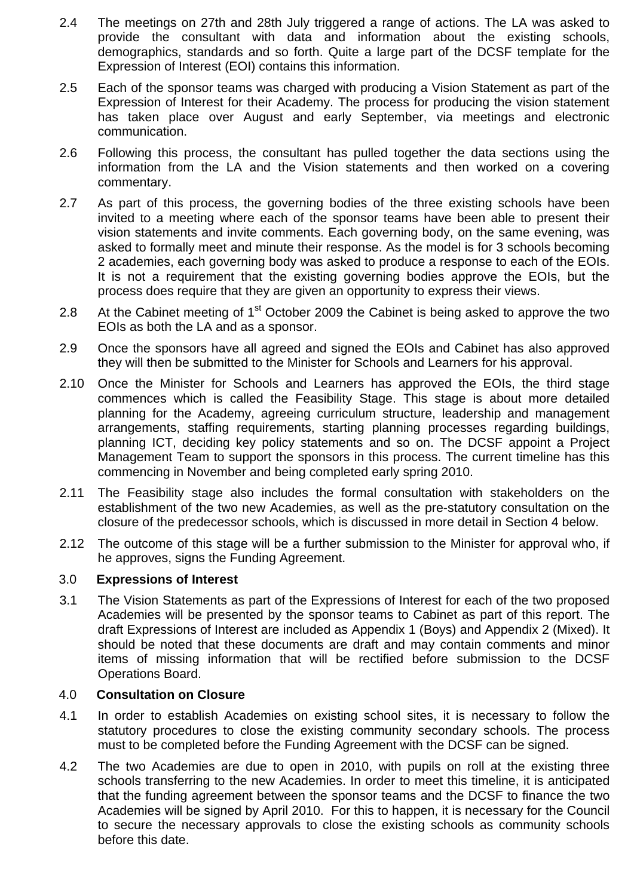2.4 The meetings on 27th and 28th July triggered a range of actions. The LA was asked to provide the consultant with data and information about the existing schools, demographics, standards and so forth. Quite a large part of the DCSF template for the Expression of Interest (EOI) contains this information.

2.5 Each of the sponsor teams was charged with producing a Vision Statement as part of the Expression of Interest for their Academy. The process for producing the vision statement has taken place over August and early September, via meetings and electronic communication.

2.6 Following this process, the consultant has pulled together the data sections using the information from the LA and the Vision statements and then worked on a covering commentary.

2.7 As part of this process, the governing bodies of the three existing schools have been invited to a meeting where each of the sponsor teams have been able to present their vision statements and invite comments. Each governing body, on the same evening, was asked to formally meet and minute their response. As the model is for 3 schools becoming 2 academies, each governing body was asked to produce a response to each of the EOIs. It is not a requirement that the existing governing bodies approve the EOIs, but the process does require that they are given an opportunity to express their views.

2.8 At the Cabinet meeting of 1st October 2009 the Cabinet is being asked to approve the two EOIs as both the LA and as a sponsor.

2.9 Once the sponsors have all agreed and signed the EOIs and Cabinet has also approved they will then be submitted to the Minister for Schools and Learners for his approval.

2.10 Once the Minister for Schools and Learners has approved the EOIs, the third stage commences which is called the Feasibility Stage. This stage is about more detailed planning for the Academy, agreeing curriculum structure, leadership and management arrangements, staffing requirements, starting planning processes regarding buildings, planning ICT, deciding key policy statements and so on. The DCSF appoint a Project Management Team to support the sponsors in this process. The current timeline has this commencing in November and being completed early spring 2010.

2.11 The Feasibility stage also includes the formal consultation with stakeholders on the establishment of the two new Academies, as well as the pre-statutory consultation on the closure of the predecessor schools, which is discussed in more detail in Section 4 below.

2.12 The outcome of this stage will be a further submission to the Minister for approval who, if he approves, signs the Funding Agreement.

## 3.0 Expressions of Interest

3.1 The Vision Statements as part of the Expressions of Interest for each of the two proposed Academies will be presented by the sponsor teams to Cabinet as part of this report. The draft Expressions of Interest are included as Appendix 1 (Boys) and Appendix 2 (Mixed). It should be noted that these documents are draft and may contain comments and minor items of missing information that will be rectified before submission to the DCSF Operations Board.

## 4.0 Consultation on Closure

4.1 In order to establish Academies on existing school sites, it is necessary to follow the statutory procedures to close the existing community secondary schools. The process must to be completed before the Funding Agreement with the DCSF can be signed.

4.2 The two Academies are due to open in 2010, with pupils on roll at the existing three schools transferring to the new Academies. In order to meet this timeline, it is anticipated that the funding agreement between the sponsor teams and the DCSF to finance the two Academies will be signed by April 2010. For this to happen, it is necessary for the Council to secure the necessary approvals to close the existing schools as community schools before this date.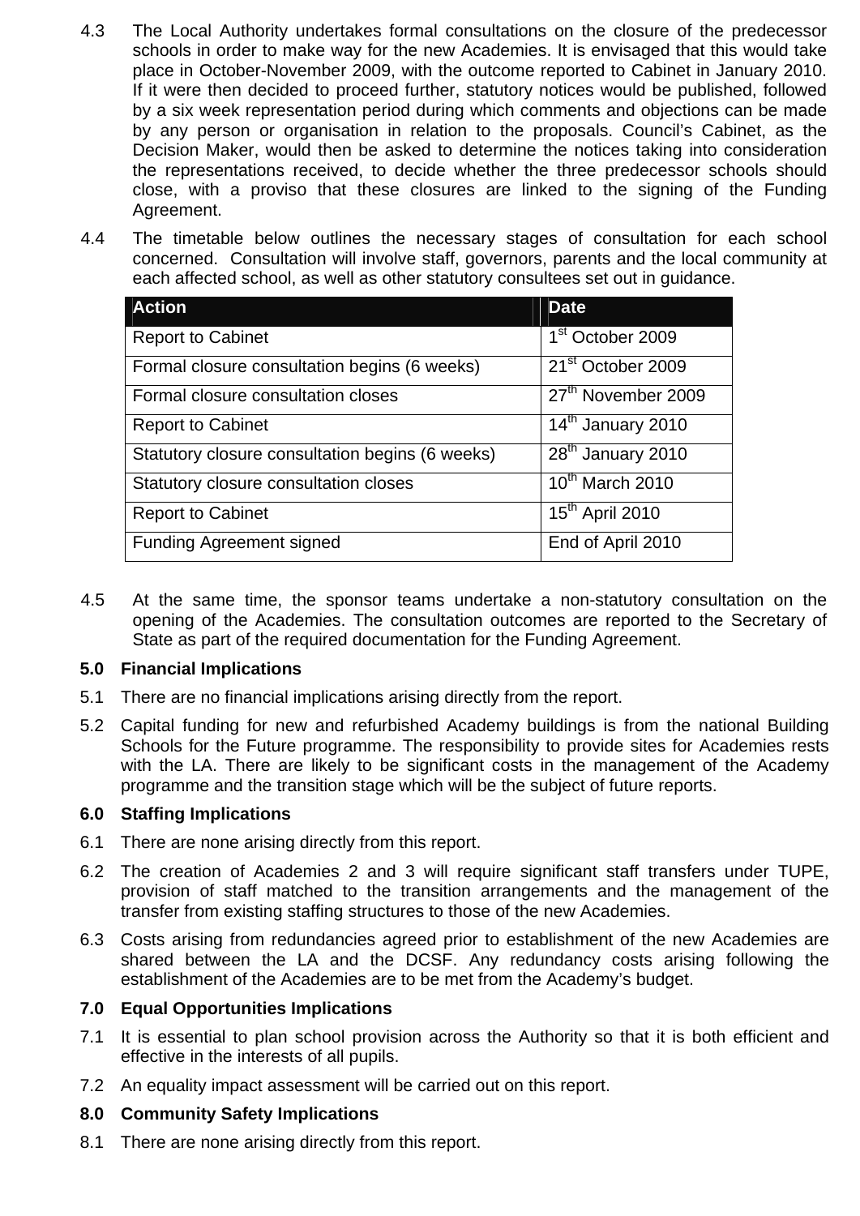4.3 The Local Authority undertakes formal consultations on the closure of the predecessor schools in order to make way for the new Academies. It is envisaged that this would take place in October-November 2009, with the outcome reported to Cabinet in January 2010. If it were then decided to proceed further, statutory notices would be published, followed by a six week representation period during which comments and objections can be made by any person or organisation in relation to the proposals. Council's Cabinet, as the Decision Maker, would then be asked to determine the notices taking into consideration the representations received, to decide whether the three predecessor schools should close, with a proviso that these closures are linked to the signing of the Funding Agreement.

4.4 The timetable below outlines the necessary stages of consultation for each school concerned. Consultation will involve staff, governors, parents and the local community at each affected school, as well as other statutory consultees set out in guidance.

| Action | Date |
|---|---|
| Report to Cabinet | 1st October 2009 |
| Formal closure consultation begins (6 weeks) | 21st October 2009 |
| Formal closure consultation closes | 27th November 2009 |
| Report to Cabinet | 14th January 2010 |
| Statutory closure consultation begins (6 weeks) | 28th January 2010 |
| Statutory closure consultation closes | 10th March 2010 |
| Report to Cabinet | 15th April 2010 |
| Funding Agreement signed | End of April 2010 |

4.5 At the same time, the sponsor teams undertake a non-statutory consultation on the opening of the Academies. The consultation outcomes are reported to the Secretary of State as part of the required documentation for the Funding Agreement.

## 5.0 Financial Implications

5.1 There are no financial implications arising directly from the report.

5.2 Capital funding for new and refurbished Academy buildings is from the national Building Schools for the Future programme. The responsibility to provide sites for Academies rests with the LA. There are likely to be significant costs in the management of the Academy programme and the transition stage which will be the subject of future reports.

## 6.0 Staffing Implications

6.1 There are none arising directly from this report.

6.2 The creation of Academies 2 and 3 will require significant staff transfers under TUPE, provision of staff matched to the transition arrangements and the management of the transfer from existing staffing structures to those of the new Academies.

6.3 Costs arising from redundancies agreed prior to establishment of the new Academies are shared between the LA and the DCSF. Any redundancy costs arising following the establishment of the Academies are to be met from the Academy's budget.

## 7.0 Equal Opportunities Implications

7.1 It is essential to plan school provision across the Authority so that it is both efficient and effective in the interests of all pupils.

7.2 An equality impact assessment will be carried out on this report.

## 8.0 Community Safety Implications

8.1 There are none arising directly from this report.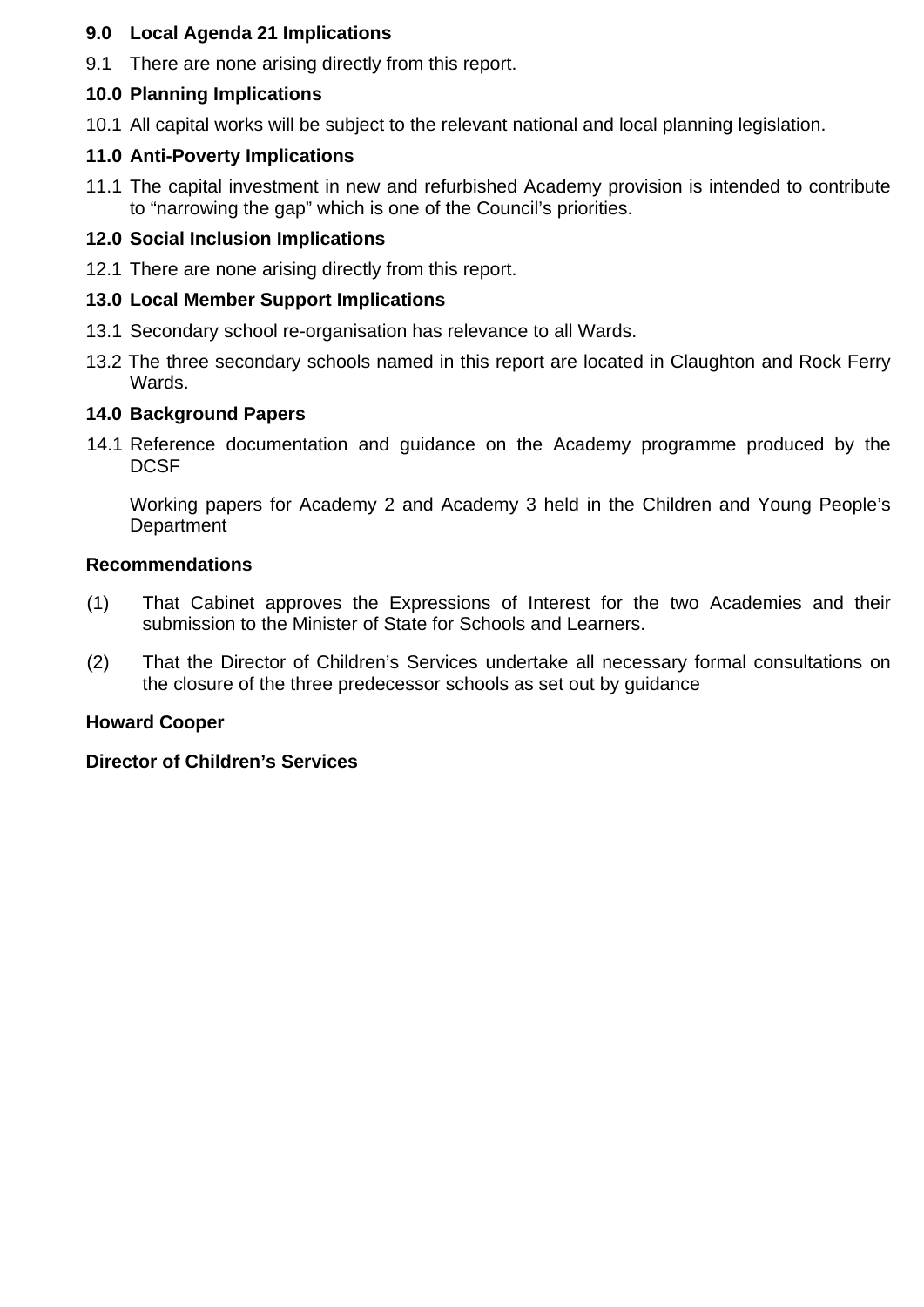**9.0 Local Agenda 21 Implications**

9.1 There are none arising directly from this report.

**10.0 Planning Implications**

10.1 All capital works will be subject to the relevant national and local planning legislation.

**11.0 Anti-Poverty Implications**

11.1 The capital investment in new and refurbished Academy provision is intended to contribute to “narrowing the gap” which is one of the Council’s priorities.

**12.0 Social Inclusion Implications**

12.1 There are none arising directly from this report.

**13.0 Local Member Support Implications**

13.1 Secondary school re-organisation has relevance to all Wards.

13.2 The three secondary schools named in this report are located in Claughton and Rock Ferry Wards.

**14.0 Background Papers**

14.1 Reference documentation and guidance on the Academy programme produced by the DCSF

Working papers for Academy 2 and Academy 3 held in the Children and Young People’s Department

**Recommendations**

(1) That Cabinet approves the Expressions of Interest for the two Academies and their submission to the Minister of State for Schools and Learners.

(2) That the Director of Children’s Services undertake all necessary formal consultations on the closure of the three predecessor schools as set out by guidance

**Howard Cooper**

**Director of Children’s Services**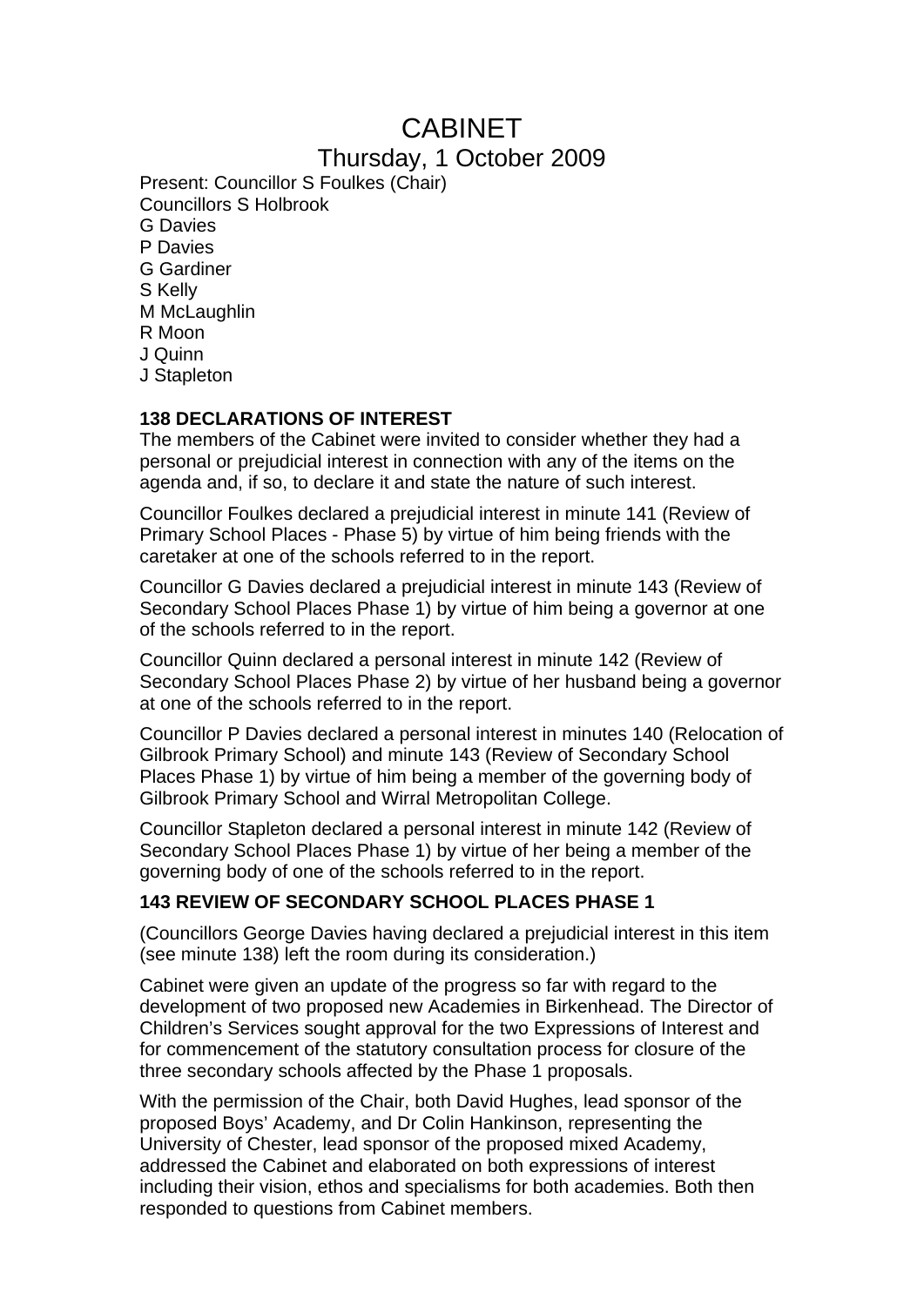# CABINET

## Thursday, 1 October 2009

Present: Councillor S Foulkes (Chair)
Councillors S Holbrook
G Davies
P Davies
G Gardiner
S Kelly
M McLaughlin
R Moon
J Quinn
J Stapleton

### 138 DECLARATIONS OF INTEREST

The members of the Cabinet were invited to consider whether they had a personal or prejudicial interest in connection with any of the items on the agenda and, if so, to declare it and state the nature of such interest.

Councillor Foulkes declared a prejudicial interest in minute 141 (Review of Primary School Places - Phase 5) by virtue of him being friends with the caretaker at one of the schools referred to in the report.

Councillor G Davies declared a prejudicial interest in minute 143 (Review of Secondary School Places Phase 1) by virtue of him being a governor at one of the schools referred to in the report.

Councillor Quinn declared a personal interest in minute 142 (Review of Secondary School Places Phase 2) by virtue of her husband being a governor at one of the schools referred to in the report.

Councillor P Davies declared a personal interest in minutes 140 (Relocation of Gilbrook Primary School) and minute 143 (Review of Secondary School Places Phase 1) by virtue of him being a member of the governing body of Gilbrook Primary School and Wirral Metropolitan College.

Councillor Stapleton declared a personal interest in minute 142 (Review of Secondary School Places Phase 1) by virtue of her being a member of the governing body of one of the schools referred to in the report.

### 143 REVIEW OF SECONDARY SCHOOL PLACES PHASE 1

(Councillors George Davies having declared a prejudicial interest in this item (see minute 138) left the room during its consideration.)

Cabinet were given an update of the progress so far with regard to the development of two proposed new Academies in Birkenhead. The Director of Children's Services sought approval for the two Expressions of Interest and for commencement of the statutory consultation process for closure of the three secondary schools affected by the Phase 1 proposals.

With the permission of the Chair, both David Hughes, lead sponsor of the proposed Boys' Academy, and Dr Colin Hankinson, representing the University of Chester, lead sponsor of the proposed mixed Academy, addressed the Cabinet and elaborated on both expressions of interest including their vision, ethos and specialisms for both academies. Both then responded to questions from Cabinet members.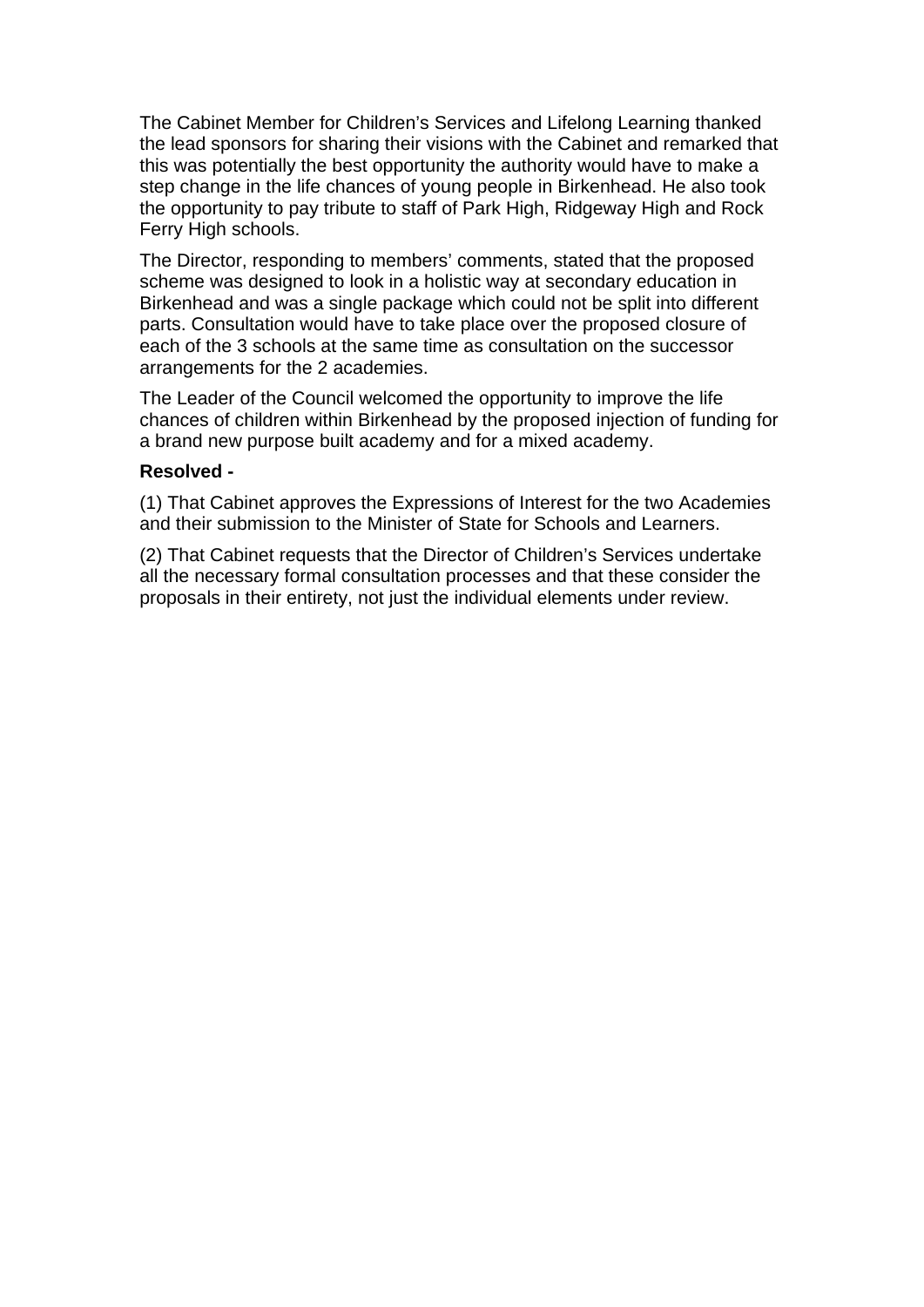The Cabinet Member for Children's Services and Lifelong Learning thanked the lead sponsors for sharing their visions with the Cabinet and remarked that this was potentially the best opportunity the authority would have to make a step change in the life chances of young people in Birkenhead. He also took the opportunity to pay tribute to staff of Park High, Ridgeway High and Rock Ferry High schools.

The Director, responding to members' comments, stated that the proposed scheme was designed to look in a holistic way at secondary education in Birkenhead and was a single package which could not be split into different parts. Consultation would have to take place over the proposed closure of each of the 3 schools at the same time as consultation on the successor arrangements for the 2 academies.

The Leader of the Council welcomed the opportunity to improve the life chances of children within Birkenhead by the proposed injection of funding for a brand new purpose built academy and for a mixed academy.

**Resolved -**

(1) That Cabinet approves the Expressions of Interest for the two Academies and their submission to the Minister of State for Schools and Learners.

(2) That Cabinet requests that the Director of Children's Services undertake all the necessary formal consultation processes and that these consider the proposals in their entirety, not just the individual elements under review.